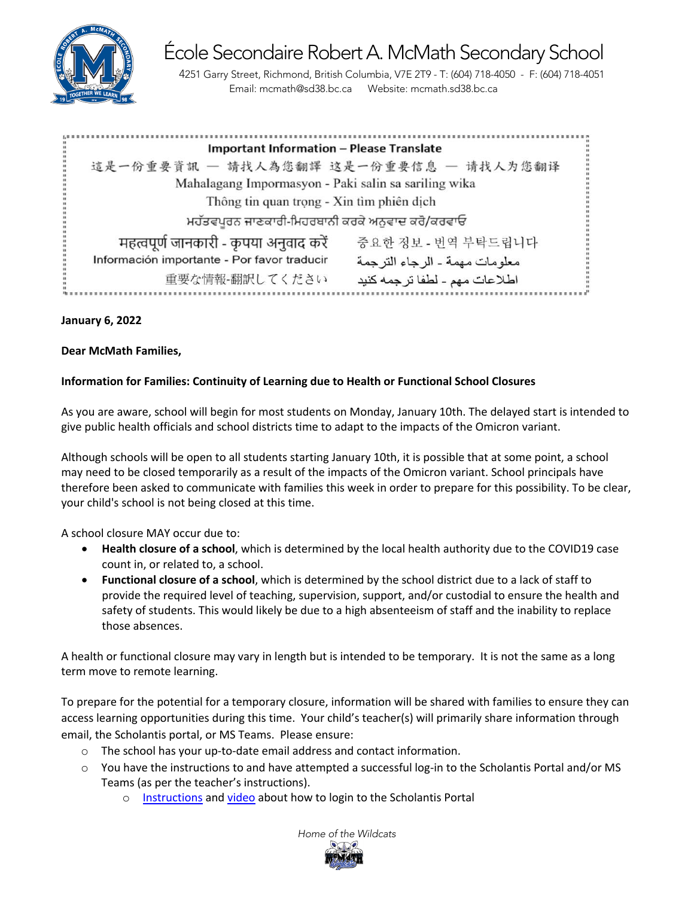# École Secondaire Robert A. McMath Secondary School

4251 Garry Street, Richmond, British Columbia, V7E 2T9 - T: (604) 718-4050 - F: (604) 718-4051
Email: mcmath@sd38.bc.ca Website: mcmath.sd38.bc.ca

**Important Information – Please Translate**

這是一份重要資訊 — 請找人為您翻譯 这是一份重要信息 — 请找人为您翻译

Mahalagang Impormasyon - Paki salin sa sariling wika

Thông tin quan trọng - Xin tìm phiên dịch

ਮਹੱਤਵਪੂਰਨ ਜਾਣਕਾਰੀ-ਮਿਹਰਬਾਨੀ ਕਰਕੇ ਅਨੁਵਾਦ ਕਰੋ/ਕਰਵਾਓ

महत्वपूर्ण जानकारी - कृपया अनुवाद करें

중요한 정보 - 번역 부탁드립니다

Información importante - Por favor traducir

معلومات مهمة - الرجاء الترجمة

重要な情報-翻訳してください

اطلاعات مهم - لطفا ترجمه کنید

**January 6, 2022**

**Dear McMath Families,**

**Information for Families: Continuity of Learning due to Health or Functional School Closures**

As you are aware, school will begin for most students on Monday, January 10th. The delayed start is intended to give public health officials and school districts time to adapt to the impacts of the Omicron variant.

Although schools will be open to all students starting January 10th, it is possible that at some point, a school may need to be closed temporarily as a result of the impacts of the Omicron variant. School principals have therefore been asked to communicate with families this week in order to prepare for this possibility. To be clear, your child's school is not being closed at this time.

A school closure MAY occur due to:

- **Health closure of a school**, which is determined by the local health authority due to the COVID19 case count in, or related to, a school.
- **Functional closure of a school**, which is determined by the school district due to a lack of staff to provide the required level of teaching, supervision, support, and/or custodial to ensure the health and safety of students. This would likely be due to a high absenteeism of staff and the inability to replace those absences.

A health or functional closure may vary in length but is intended to be temporary. It is not the same as a long term move to remote learning.

To prepare for the potential for a temporary closure, information will be shared with families to ensure they can access learning opportunities during this time. Your child's teacher(s) will primarily share information through email, the Scholantis portal, or MS Teams. Please ensure:

- The school has your up-to-date email address and contact information.
- You have the instructions to and have attempted a successful log-in to the Scholantis Portal and/or MS Teams (as per the teacher's instructions).
  - Instructions and video about how to login to the Scholantis Portal

*Home of the Wildcats*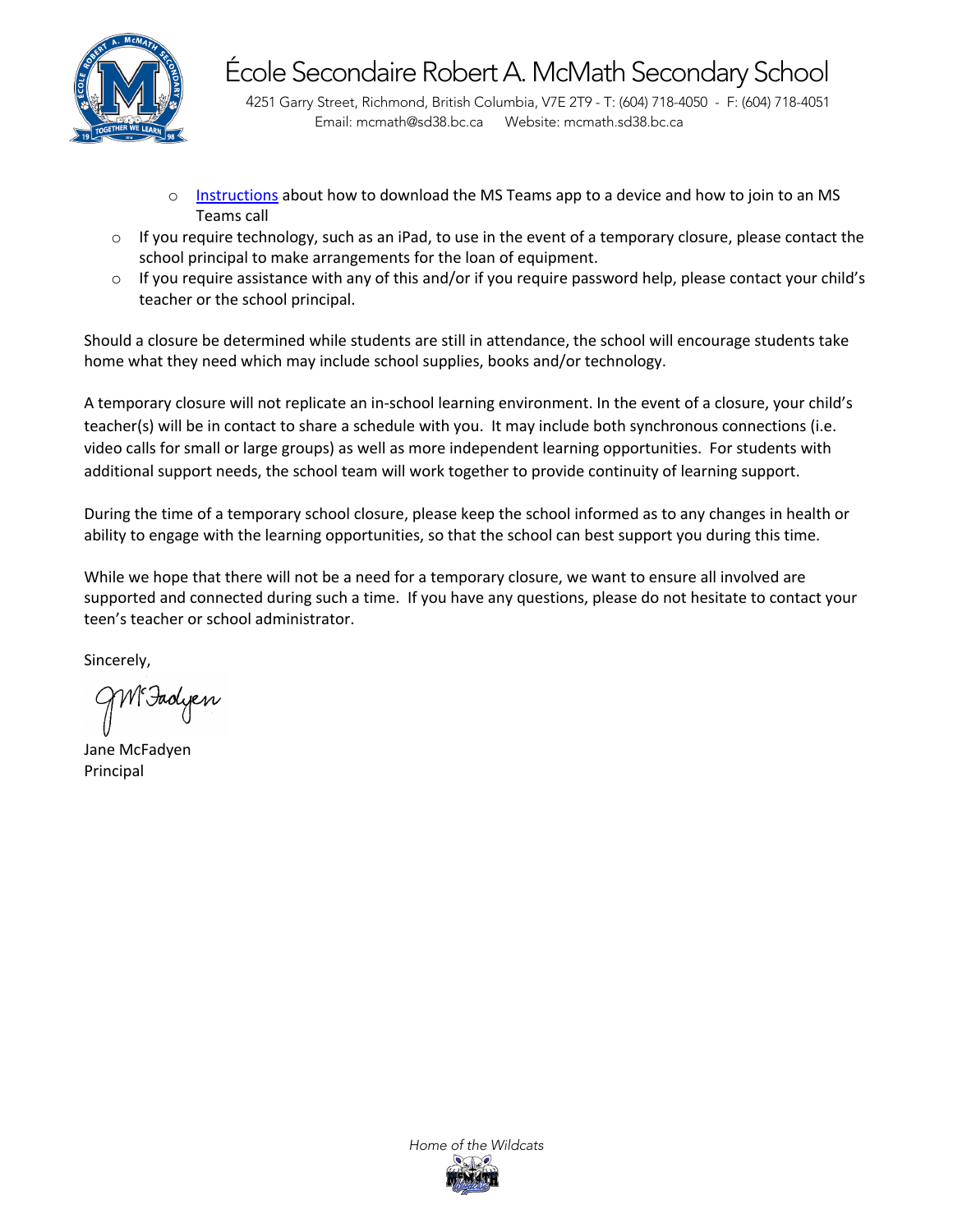- [Instructions] about how to download the MS Teams app to a device and how to join to an MS Teams call
- If you require technology, such as an iPad, to use in the event of a temporary closure, please contact the school principal to make arrangements for the loan of equipment.
- If you require assistance with any of this and/or if you require password help, please contact your child's teacher or the school principal.

Should a closure be determined while students are still in attendance, the school will encourage students take home what they need which may include school supplies, books and/or technology.

A temporary closure will not replicate an in-school learning environment. In the event of a closure, your child's teacher(s) will be in contact to share a schedule with you. It may include both synchronous connections (i.e. video calls for small or large groups) as well as more independent learning opportunities. For students with additional support needs, the school team will work together to provide continuity of learning support.

During the time of a temporary school closure, please keep the school informed as to any changes in health or ability to engage with the learning opportunities, so that the school can best support you during this time.

While we hope that there will not be a need for a temporary closure, we want to ensure all involved are supported and connected during such a time. If you have any questions, please do not hesitate to contact your teen's teacher or school administrator.

Sincerely,

Jane McFadyen
Principal